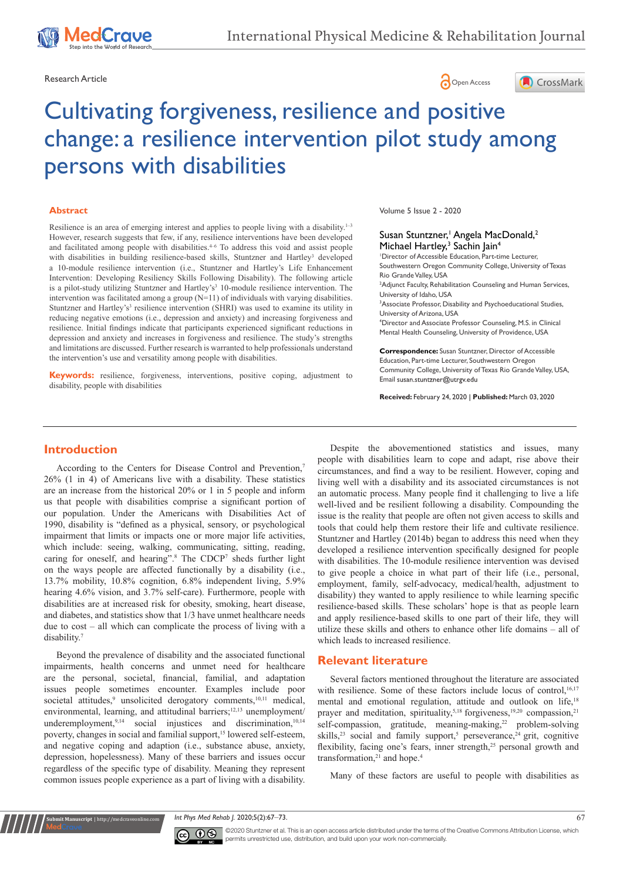Research Article

# Cultivating forgiveness, resilience and positive change: a resilience intervention pilot study among persons with disabilities

Volume 5 Issue 2 - 2020

Susan Stuntzner,[1] Angela MacDonald,[2] Michael Hartley,[3] Sachin Jain[4]

[1]Director of Accessible Education, Part-time Lecturer, Southwestern Oregon Community College, University of Texas Rio Grande Valley, USA
[2]Adjunct Faculty, Rehabilitation Counseling and Human Services, University of Idaho, USA
[3]Associate Professor, Disability and Psychoeducational Studies, University of Arizona, USA
[4]Director and Associate Professor Counseling, M.S. in Clinical Mental Health Counseling, University of Providence, USA

**Correspondence:** Susan Stuntzner, Director of Accessible Education, Part-time Lecturer, Southwestern Oregon Community College, University of Texas Rio Grande Valley, USA, Email susan.stuntzner@utrgv.edu

**Received:** February 24, 2020 | **Published:** March 03, 2020

## Abstract

Resilience is an area of emerging interest and applies to people living with a disability.[1–3] However, research suggests that few, if any, resilience interventions have been developed and facilitated among people with disabilities.[4–6] To address this void and assist people with disabilities in building resilience-based skills, Stuntzner and Hartley[3] developed a 10-module resilience intervention (i.e., Stuntzner and Hartley's Life Enhancement Intervention: Developing Resiliency Skills Following Disability). The following article is a pilot-study utilizing Stuntzner and Hartley's[3] 10-module resilience intervention. The intervention was facilitated among a group (N=11) of individuals with varying disabilities. Stuntzner and Hartley's[3] resilience intervention (SHRI) was used to examine its utility in reducing negative emotions (i.e., depression and anxiety) and increasing forgiveness and resilience. Initial findings indicate that participants experienced significant reductions in depression and anxiety and increases in forgiveness and resilience. The study's strengths and limitations are discussed. Further research is warranted to help professionals understand the intervention's use and versatility among people with disabilities.

**Keywords:** resilience, forgiveness, interventions, positive coping, adjustment to disability, people with disabilities

## Introduction

According to the Centers for Disease Control and Prevention,[7] 26% (1 in 4) of Americans live with a disability. These statistics are an increase from the historical 20% or 1 in 5 people and inform us that people with disabilities comprise a significant portion of our population. Under the Americans with Disabilities Act of 1990, disability is "defined as a physical, sensory, or psychological impairment that limits or impacts one or more major life activities, which include: seeing, walking, communicating, sitting, reading, caring for oneself, and hearing".[8] The CDCP[7] sheds further light on the ways people are affected functionally by a disability (i.e., 13.7% mobility, 10.8% cognition, 6.8% independent living, 5.9% hearing 4.6% vision, and 3.7% self-care). Furthermore, people with disabilities are at increased risk for obesity, smoking, heart disease, and diabetes, and statistics show that 1/3 have unmet healthcare needs due to cost – all which can complicate the process of living with a disability.[7]

Beyond the prevalence of disability and the associated functional impairments, health concerns and unmet need for healthcare are the personal, societal, financial, familial, and adaptation issues people sometimes encounter. Examples include poor societal attitudes,[9] unsolicited derogatory comments,[10,11] medical, environmental, learning, and attitudinal barriers;[12,13] unemployment/underemployment,[9,14] social injustices and discrimination,[10,14] poverty, changes in social and familial support,[15] lowered self-esteem, and negative coping and adaption (i.e., substance abuse, anxiety, depression, hopelessness). Many of these barriers and issues occur regardless of the specific type of disability. Meaning they represent common issues people experience as a part of living with a disability.

Despite the abovementioned statistics and issues, many people with disabilities learn to cope and adapt, rise above their circumstances, and find a way to be resilient. However, coping and living well with a disability and its associated circumstances is not an automatic process. Many people find it challenging to live a life well-lived and be resilient following a disability. Compounding the issue is the reality that people are often not given access to skills and tools that could help them restore their life and cultivate resilience. Stuntzner and Hartley (2014b) began to address this need when they developed a resilience intervention specifically designed for people with disabilities. The 10-module resilience intervention was devised to give people a choice in what part of their life (i.e., personal, employment, family, self-advocacy, medical/health, adjustment to disability) they wanted to apply resilience to while learning specific resilience-based skills. These scholars' hope is that as people learn and apply resilience-based skills to one part of their life, they will utilize these skills and others to enhance other life domains – all of which leads to increased resilience.

## Relevant literature

Several factors mentioned throughout the literature are associated with resilience. Some of these factors include locus of control,[16,17] mental and emotional regulation, attitude and outlook on life,[18] prayer and meditation, spirituality,[5,18] forgiveness,[19,20] compassion,[21] self-compassion, gratitude, meaning-making,[22] problem-solving skills,[23] social and family support,[5] perseverance,[24] grit, cognitive flexibility, facing one's fears, inner strength,[25] personal growth and transformation,[21] and hope.[4]

Many of these factors are useful to people with disabilities as

©2020 Stuntzner et al. This is an open access article distributed under the terms of the Creative Commons Attribution License, which permits unrestricted use, distribution, and build upon your work non-commercially.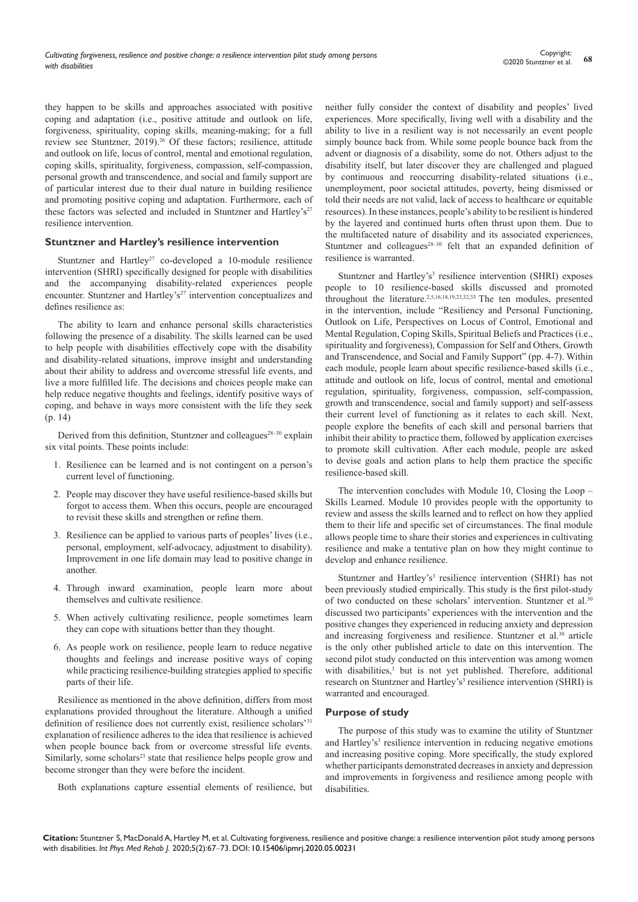they happen to be skills and approaches associated with positive coping and adaptation (i.e., positive attitude and outlook on life, forgiveness, spirituality, coping skills, meaning-making; for a full review see Stuntzner, 2019).[26] Of these factors; resilience, attitude and outlook on life, locus of control, mental and emotional regulation, coping skills, spirituality, forgiveness, compassion, self-compassion, personal growth and transcendence, and social and family support are of particular interest due to their dual nature in building resilience and promoting positive coping and adaptation. Furthermore, each of these factors was selected and included in Stuntzner and Hartley's[27] resilience intervention.

### Stuntzner and Hartley's resilience intervention

Stuntzner and Hartley[27] co-developed a 10-module resilience intervention (SHRI) specifically designed for people with disabilities and the accompanying disability-related experiences people encounter. Stuntzner and Hartley's[27] intervention conceptualizes and defines resilience as:

The ability to learn and enhance personal skills characteristics following the presence of a disability. The skills learned can be used to help people with disabilities effectively cope with the disability and disability-related situations, improve insight and understanding about their ability to address and overcome stressful life events, and live a more fulfilled life. The decisions and choices people make can help reduce negative thoughts and feelings, identify positive ways of coping, and behave in ways more consistent with the life they seek (p. 14)

Derived from this definition, Stuntzner and colleagues[28–30] explain six vital points. These points include:

1. Resilience can be learned and is not contingent on a person's current level of functioning.
2. People may discover they have useful resilience-based skills but forgot to access them. When this occurs, people are encouraged to revisit these skills and strengthen or refine them.
3. Resilience can be applied to various parts of peoples' lives (i.e., personal, employment, self-advocacy, adjustment to disability). Improvement in one life domain may lead to positive change in another.
4. Through inward examination, people learn more about themselves and cultivate resilience.
5. When actively cultivating resilience, people sometimes learn they can cope with situations better than they thought.
6. As people work on resilience, people learn to reduce negative thoughts and feelings and increase positive ways of coping while practicing resilience-building strategies applied to specific parts of their life.

Resilience as mentioned in the above definition, differs from most explanations provided throughout the literature. Although a unified definition of resilience does not currently exist, resilience scholars'[31] explanation of resilience adheres to the idea that resilience is achieved when people bounce back from or overcome stressful life events. Similarly, some scholars[23] state that resilience helps people grow and become stronger than they were before the incident.

Both explanations capture essential elements of resilience, but neither fully consider the context of disability and peoples' lived experiences. More specifically, living well with a disability and the ability to live in a resilient way is not necessarily an event people simply bounce back from. While some people bounce back from the advent or diagnosis of a disability, some do not. Others adjust to the disability itself, but later discover they are challenged and plagued by continuous and reoccurring disability-related situations (i.e., unemployment, poor societal attitudes, poverty, being dismissed or told their needs are not valid, lack of access to healthcare or equitable resources). In these instances, people's ability to be resilient is hindered by the layered and continued hurts often thrust upon them. Due to the multifaceted nature of disability and its associated experiences, Stuntzner and colleagues[28–30] felt that an expanded definition of resilience is warranted.

Stuntzner and Hartley's[3] resilience intervention (SHRI) exposes people to 10 resilience-based skills discussed and promoted throughout the literature.[2,5,16,18,19,23,32,33] The ten modules, presented in the intervention, include "Resiliency and Personal Functioning, Outlook on Life, Perspectives on Locus of Control, Emotional and Mental Regulation, Coping Skills, Spiritual Beliefs and Practices (i.e., spirituality and forgiveness), Compassion for Self and Others, Growth and Transcendence, and Social and Family Support" (pp. 4-7). Within each module, people learn about specific resilience-based skills (i.e., attitude and outlook on life, locus of control, mental and emotional regulation, spirituality, forgiveness, compassion, self-compassion, growth and transcendence, social and family support) and self-assess their current level of functioning as it relates to each skill. Next, people explore the benefits of each skill and personal barriers that inhibit their ability to practice them, followed by application exercises to promote skill cultivation. After each module, people are asked to devise goals and action plans to help them practice the specific resilience-based skill.

The intervention concludes with Module 10, Closing the Loop – Skills Learned. Module 10 provides people with the opportunity to review and assess the skills learned and to reflect on how they applied them to their life and specific set of circumstances. The final module allows people time to share their stories and experiences in cultivating resilience and make a tentative plan on how they might continue to develop and enhance resilience.

Stuntzner and Hartley's[3] resilience intervention (SHRI) has not been previously studied empirically. This study is the first pilot-study of two conducted on these scholars' intervention. Stuntzner et al.[30] discussed two participants' experiences with the intervention and the positive changes they experienced in reducing anxiety and depression and increasing forgiveness and resilience. Stuntzner et al.[30] article is the only other published article to date on this intervention. The second pilot study conducted on this intervention was among women with disabilities,[3] but is not yet published. Therefore, additional research on Stuntzner and Hartley's[3] resilience intervention (SHRI) is warranted and encouraged.

### Purpose of study

The purpose of this study was to examine the utility of Stuntzner and Hartley's[3] resilience intervention in reducing negative emotions and increasing positive coping. More specifically, the study explored whether participants demonstrated decreases in anxiety and depression and improvements in forgiveness and resilience among people with disabilities.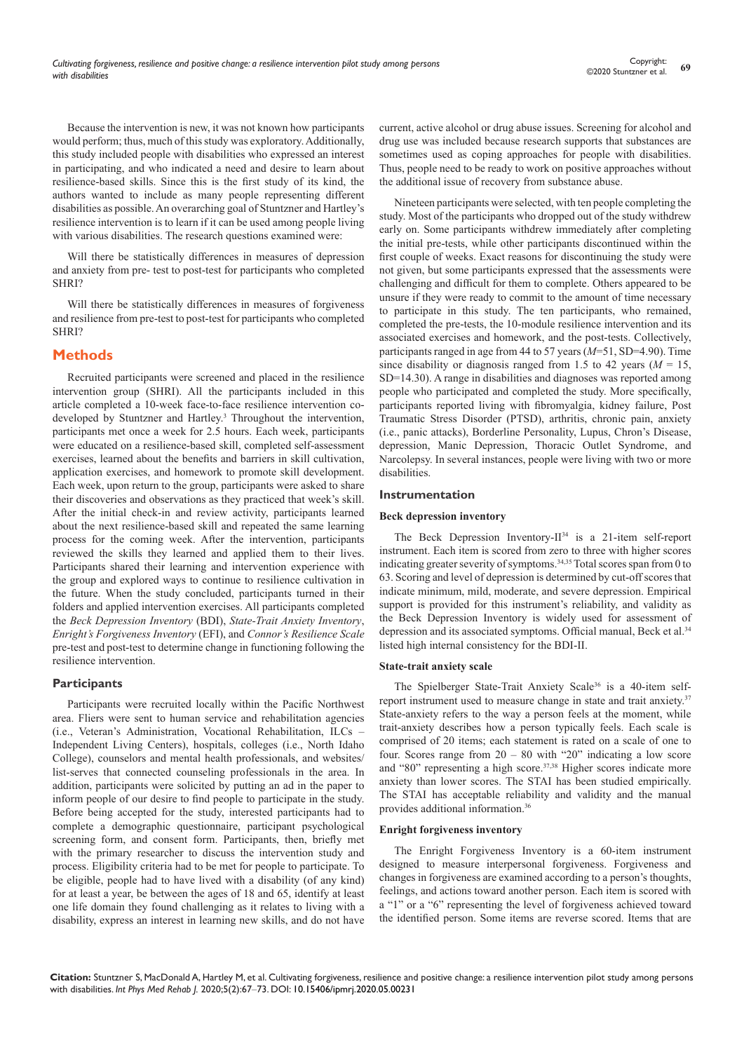Because the intervention is new, it was not known how participants would perform; thus, much of this study was exploratory. Additionally, this study included people with disabilities who expressed an interest in participating, and who indicated a need and desire to learn about resilience-based skills. Since this is the first study of its kind, the authors wanted to include as many people representing different disabilities as possible. An overarching goal of Stuntzner and Hartley's resilience intervention is to learn if it can be used among people living with various disabilities. The research questions examined were:

Will there be statistically differences in measures of depression and anxiety from pre- test to post-test for participants who completed SHRI?

Will there be statistically differences in measures of forgiveness and resilience from pre-test to post-test for participants who completed SHRI?

## Methods

Recruited participants were screened and placed in the resilience intervention group (SHRI). All the participants included in this article completed a 10-week face-to-face resilience intervention co-developed by Stuntzner and Hartley.[3] Throughout the intervention, participants met once a week for 2.5 hours. Each week, participants were educated on a resilience-based skill, completed self-assessment exercises, learned about the benefits and barriers in skill cultivation, application exercises, and homework to promote skill development. Each week, upon return to the group, participants were asked to share their discoveries and observations as they practiced that week's skill. After the initial check-in and review activity, participants learned about the next resilience-based skill and repeated the same learning process for the coming week. After the intervention, participants reviewed the skills they learned and applied them to their lives. Participants shared their learning and intervention experience with the group and explored ways to continue to resilience cultivation in the future. When the study concluded, participants turned in their folders and applied intervention exercises. All participants completed the *Beck Depression Inventory* (BDI), *State-Trait Anxiety Inventory*, *Enright's Forgiveness Inventory* (EFI), and *Connor's Resilience Scale* pre-test and post-test to determine change in functioning following the resilience intervention.

### Participants

Participants were recruited locally within the Pacific Northwest area. Fliers were sent to human service and rehabilitation agencies (i.e., Veteran's Administration, Vocational Rehabilitation, ILCs – Independent Living Centers), hospitals, colleges (i.e., North Idaho College), counselors and mental health professionals, and websites/list-serves that connected counseling professionals in the area. In addition, participants were solicited by putting an ad in the paper to inform people of our desire to find people to participate in the study. Before being accepted for the study, interested participants had to complete a demographic questionnaire, participant psychological screening form, and consent form. Participants, then, briefly met with the primary researcher to discuss the intervention study and process. Eligibility criteria had to be met for people to participate. To be eligible, people had to have lived with a disability (of any kind) for at least a year, be between the ages of 18 and 65, identify at least one life domain they found challenging as it relates to living with a disability, express an interest in learning new skills, and do not have current, active alcohol or drug abuse issues. Screening for alcohol and drug use was included because research supports that substances are sometimes used as coping approaches for people with disabilities. Thus, people need to be ready to work on positive approaches without the additional issue of recovery from substance abuse.

Nineteen participants were selected, with ten people completing the study. Most of the participants who dropped out of the study withdrew early on. Some participants withdrew immediately after completing the initial pre-tests, while other participants discontinued within the first couple of weeks. Exact reasons for discontinuing the study were not given, but some participants expressed that the assessments were challenging and difficult for them to complete. Others appeared to be unsure if they were ready to commit to the amount of time necessary to participate in this study. The ten participants, who remained, completed the pre-tests, the 10-module resilience intervention and its associated exercises and homework, and the post-tests. Collectively, participants ranged in age from 44 to 57 years ($M$=51, SD=4.90). Time since disability or diagnosis ranged from 1.5 to 42 years ($M$ = 15, SD=14.30). A range in disabilities and diagnoses was reported among people who participated and completed the study. More specifically, participants reported living with fibromyalgia, kidney failure, Post Traumatic Stress Disorder (PTSD), arthritis, chronic pain, anxiety (i.e., panic attacks), Borderline Personality, Lupus, Chron's Disease, depression, Manic Depression, Thoracic Outlet Syndrome, and Narcolepsy. In several instances, people were living with two or more disabilities.

### Instrumentation

#### Beck depression inventory

The Beck Depression Inventory-II[34] is a 21-item self-report instrument. Each item is scored from zero to three with higher scores indicating greater severity of symptoms.[34,35] Total scores span from 0 to 63. Scoring and level of depression is determined by cut-off scores that indicate minimum, mild, moderate, and severe depression. Empirical support is provided for this instrument's reliability, and validity as the Beck Depression Inventory is widely used for assessment of depression and its associated symptoms. Official manual, Beck et al.[34] listed high internal consistency for the BDI-II.

#### State-trait anxiety scale

The Spielberger State-Trait Anxiety Scale[36] is a 40-item self-report instrument used to measure change in state and trait anxiety.[37] State-anxiety refers to the way a person feels at the moment, while trait-anxiety describes how a person typically feels. Each scale is comprised of 20 items; each statement is rated on a scale of one to four. Scores range from 20 – 80 with "20" indicating a low score and "80" representing a high score.[37,38] Higher scores indicate more anxiety than lower scores. The STAI has been studied empirically. The STAI has acceptable reliability and validity and the manual provides additional information.[36]

#### Enright forgiveness inventory

The Enright Forgiveness Inventory is a 60-item instrument designed to measure interpersonal forgiveness. Forgiveness and changes in forgiveness are examined according to a person's thoughts, feelings, and actions toward another person. Each item is scored with a "1" or a "6" representing the level of forgiveness achieved toward the identified person. Some items are reverse scored. Items that are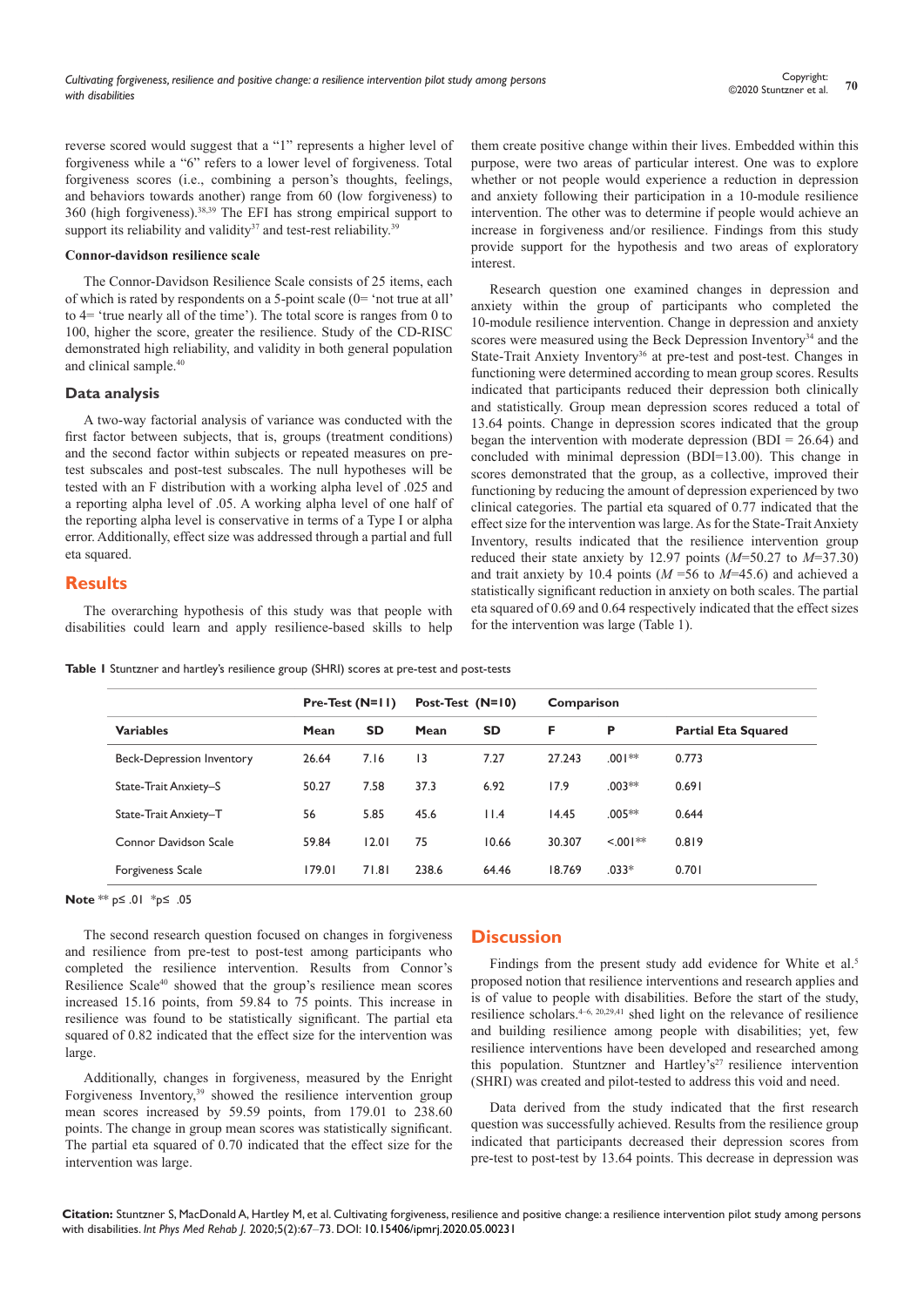reverse scored would suggest that a "1" represents a higher level of forgiveness while a "6" refers to a lower level of forgiveness. Total forgiveness scores (i.e., combining a person's thoughts, feelings, and behaviors towards another) range from 60 (low forgiveness) to 360 (high forgiveness).[38,39] The EFI has strong empirical support to support its reliability and validity[37] and test-rest reliability.[39]

**Connor-davidson resilience scale**

The Connor-Davidson Resilience Scale consists of 25 items, each of which is rated by respondents on a 5-point scale (0= 'not true at all' to 4= 'true nearly all of the time'). The total score is ranges from 0 to 100, higher the score, greater the resilience. Study of the CD-RISC demonstrated high reliability, and validity in both general population and clinical sample.[40]

### Data analysis

A two-way factorial analysis of variance was conducted with the first factor between subjects, that is, groups (treatment conditions) and the second factor within subjects or repeated measures on pre-test subscales and post-test subscales. The null hypotheses will be tested with an F distribution with a working alpha level of .025 and a reporting alpha level of .05. A working alpha level of one half of the reporting alpha level is conservative in terms of a Type I or alpha error. Additionally, effect size was addressed through a partial and full eta squared.

## Results

The overarching hypothesis of this study was that people with disabilities could learn and apply resilience-based skills to help them create positive change within their lives. Embedded within this purpose, were two areas of particular interest. One was to explore whether or not people would experience a reduction in depression and anxiety following their participation in a 10-module resilience intervention. The other was to determine if people would achieve an increase in forgiveness and/or resilience. Findings from this study provide support for the hypothesis and two areas of exploratory interest.

Research question one examined changes in depression and anxiety within the group of participants who completed the 10-module resilience intervention. Change in depression and anxiety scores were measured using the Beck Depression Inventory[34] and the State-Trait Anxiety Inventory[36] at pre-test and post-test. Changes in functioning were determined according to mean group scores. Results indicated that participants reduced their depression both clinically and statistically. Group mean depression scores reduced a total of 13.64 points. Change in depression scores indicated that the group began the intervention with moderate depression (BDI = 26.64) and concluded with minimal depression (BDI=13.00). This change in scores demonstrated that the group, as a collective, improved their functioning by reducing the amount of depression experienced by two clinical categories. The partial eta squared of 0.77 indicated that the effect size for the intervention was large. As for the State-Trait Anxiety Inventory, results indicated that the resilience intervention group reduced their state anxiety by 12.97 points ($M$=50.27 to $M$=37.30) and trait anxiety by 10.4 points ($M$ =56 to $M$=45.6) and achieved a statistically significant reduction in anxiety on both scales. The partial eta squared of 0.69 and 0.64 respectively indicated that the effect sizes for the intervention was large (Table 1).

**Table 1** Stuntzner and hartley's resilience group (SHRI) scores at pre-test and post-tests

| | Pre-Test (N=11) | | Post-Test (N=10) | | Comparison | | |
|---|---|---|---|---|---|---|---|
| **Variables** | **Mean** | **SD** | **Mean** | **SD** | **F** | **P** | **Partial Eta Squared** |
| Beck-Depression Inventory | 26.64 | 7.16 | 13 | 7.27 | 27.243 | .001** | 0.773 |
| State-Trait Anxiety–S | 50.27 | 7.58 | 37.3 | 6.92 | 17.9 | .003** | 0.691 |
| State-Trait Anxiety–T | 56 | 5.85 | 45.6 | 11.4 | 14.45 | .005** | 0.644 |
| Connor Davidson Scale | 59.84 | 12.01 | 75 | 10.66 | 30.307 | <.001** | 0.819 |
| Forgiveness Scale | 179.01 | 71.81 | 238.6 | 64.46 | 18.769 | .033* | 0.701 |

**Note** ** p≤ .01 *p≤ .05

The second research question focused on changes in forgiveness and resilience from pre-test to post-test among participants who completed the resilience intervention. Results from Connor's Resilience Scale[40] showed that the group's resilience mean scores increased 15.16 points, from 59.84 to 75 points. This increase in resilience was found to be statistically significant. The partial eta squared of 0.82 indicated that the effect size for the intervention was large.

Additionally, changes in forgiveness, measured by the Enright Forgiveness Inventory,[39] showed the resilience intervention group mean scores increased by 59.59 points, from 179.01 to 238.60 points. The change in group mean scores was statistically significant. The partial eta squared of 0.70 indicated that the effect size for the intervention was large.

## Discussion

Findings from the present study add evidence for White et al.[5] proposed notion that resilience interventions and research applies and is of value to people with disabilities. Before the start of the study, resilience scholars.[4–6, 20,29,41] shed light on the relevance of resilience and building resilience among people with disabilities; yet, few resilience interventions have been developed and researched among this population. Stuntzner and Hartley's[27] resilience intervention (SHRI) was created and pilot-tested to address this void and need.

Data derived from the study indicated that the first research question was successfully achieved. Results from the resilience group indicated that participants decreased their depression scores from pre-test to post-test by 13.64 points. This decrease in depression was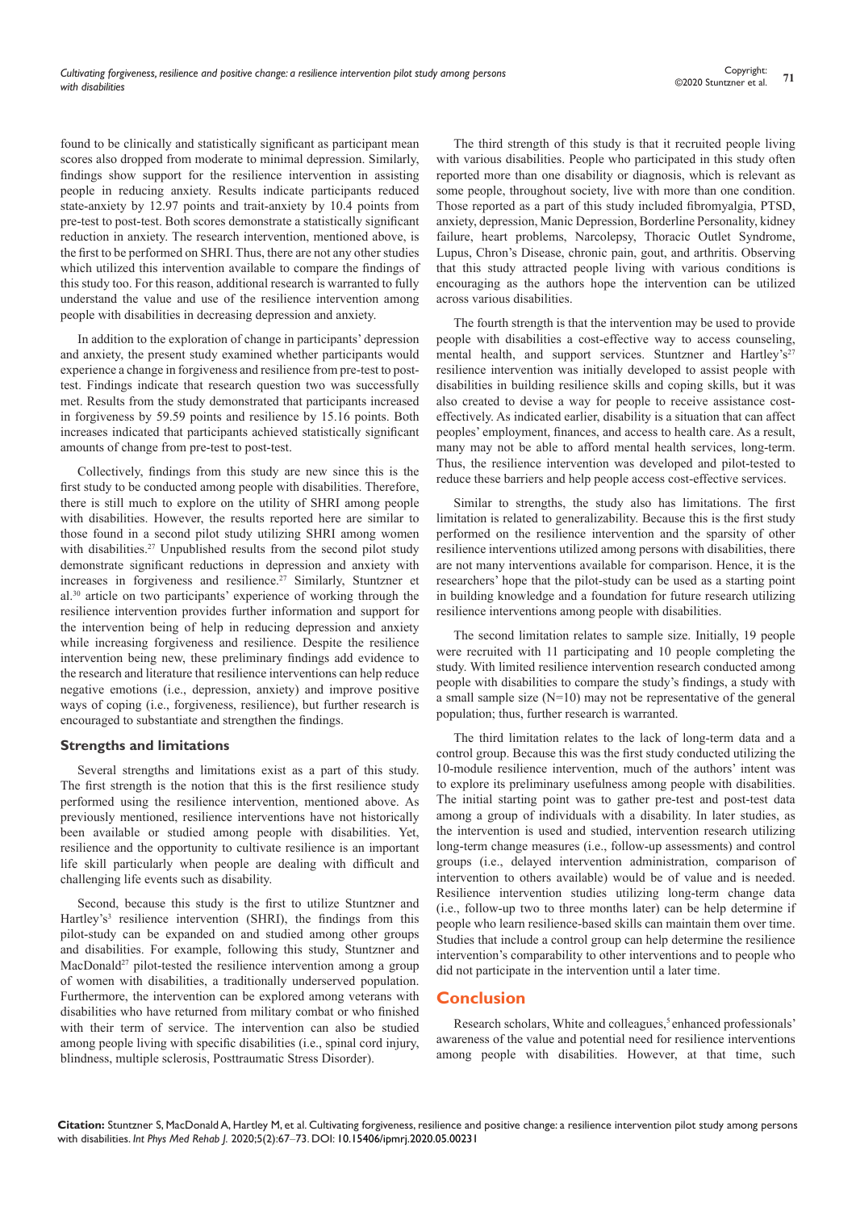found to be clinically and statistically significant as participant mean scores also dropped from moderate to minimal depression. Similarly, findings show support for the resilience intervention in assisting people in reducing anxiety. Results indicate participants reduced state-anxiety by 12.97 points and trait-anxiety by 10.4 points from pre-test to post-test. Both scores demonstrate a statistically significant reduction in anxiety. The research intervention, mentioned above, is the first to be performed on SHRI. Thus, there are not any other studies which utilized this intervention available to compare the findings of this study too. For this reason, additional research is warranted to fully understand the value and use of the resilience intervention among people with disabilities in decreasing depression and anxiety.

In addition to the exploration of change in participants' depression and anxiety, the present study examined whether participants would experience a change in forgiveness and resilience from pre-test to post-test. Findings indicate that research question two was successfully met. Results from the study demonstrated that participants increased in forgiveness by 59.59 points and resilience by 15.16 points. Both increases indicated that participants achieved statistically significant amounts of change from pre-test to post-test.

Collectively, findings from this study are new since this is the first study to be conducted among people with disabilities. Therefore, there is still much to explore on the utility of SHRI among people with disabilities. However, the results reported here are similar to those found in a second pilot study utilizing SHRI among women with disabilities.[27] Unpublished results from the second pilot study demonstrate significant reductions in depression and anxiety with increases in forgiveness and resilience.[27] Similarly, Stuntzner et al.[30] article on two participants' experience of working through the resilience intervention provides further information and support for the intervention being of help in reducing depression and anxiety while increasing forgiveness and resilience. Despite the resilience intervention being new, these preliminary findings add evidence to the research and literature that resilience interventions can help reduce negative emotions (i.e., depression, anxiety) and improve positive ways of coping (i.e., forgiveness, resilience), but further research is encouraged to substantiate and strengthen the findings.

### Strengths and limitations

Several strengths and limitations exist as a part of this study. The first strength is the notion that this is the first resilience study performed using the resilience intervention, mentioned above. As previously mentioned, resilience interventions have not historically been available or studied among people with disabilities. Yet, resilience and the opportunity to cultivate resilience is an important life skill particularly when people are dealing with difficult and challenging life events such as disability.

Second, because this study is the first to utilize Stuntzner and Hartley's[3] resilience intervention (SHRI), the findings from this pilot-study can be expanded on and studied among other groups and disabilities. For example, following this study, Stuntzner and MacDonald[27] pilot-tested the resilience intervention among a group of women with disabilities, a traditionally underserved population. Furthermore, the intervention can be explored among veterans with disabilities who have returned from military combat or who finished with their term of service. The intervention can also be studied among people living with specific disabilities (i.e., spinal cord injury, blindness, multiple sclerosis, Posttraumatic Stress Disorder).

The third strength of this study is that it recruited people living with various disabilities. People who participated in this study often reported more than one disability or diagnosis, which is relevant as some people, throughout society, live with more than one condition. Those reported as a part of this study included fibromyalgia, PTSD, anxiety, depression, Manic Depression, Borderline Personality, kidney failure, heart problems, Narcolepsy, Thoracic Outlet Syndrome, Lupus, Chron's Disease, chronic pain, gout, and arthritis. Observing that this study attracted people living with various conditions is encouraging as the authors hope the intervention can be utilized across various disabilities.

The fourth strength is that the intervention may be used to provide people with disabilities a cost-effective way to access counseling, mental health, and support services. Stuntzner and Hartley's[27] resilience intervention was initially developed to assist people with disabilities in building resilience skills and coping skills, but it was also created to devise a way for people to receive assistance cost-effectively. As indicated earlier, disability is a situation that can affect peoples' employment, finances, and access to health care. As a result, many may not be able to afford mental health services, long-term. Thus, the resilience intervention was developed and pilot-tested to reduce these barriers and help people access cost-effective services.

Similar to strengths, the study also has limitations. The first limitation is related to generalizability. Because this is the first study performed on the resilience intervention and the sparsity of other resilience interventions utilized among persons with disabilities, there are not many interventions available for comparison. Hence, it is the researchers' hope that the pilot-study can be used as a starting point in building knowledge and a foundation for future research utilizing resilience interventions among people with disabilities.

The second limitation relates to sample size. Initially, 19 people were recruited with 11 participating and 10 people completing the study. With limited resilience intervention research conducted among people with disabilities to compare the study's findings, a study with a small sample size (N=10) may not be representative of the general population; thus, further research is warranted.

The third limitation relates to the lack of long-term data and a control group. Because this was the first study conducted utilizing the 10-module resilience intervention, much of the authors' intent was to explore its preliminary usefulness among people with disabilities. The initial starting point was to gather pre-test and post-test data among a group of individuals with a disability. In later studies, as the intervention is used and studied, intervention research utilizing long-term change measures (i.e., follow-up assessments) and control groups (i.e., delayed intervention administration, comparison of intervention to others available) would be of value and is needed. Resilience intervention studies utilizing long-term change data (i.e., follow-up two to three months later) can be help determine if people who learn resilience-based skills can maintain them over time. Studies that include a control group can help determine the resilience intervention's comparability to other interventions and to people who did not participate in the intervention until a later time.

## Conclusion

Research scholars, White and colleagues,[5] enhanced professionals' awareness of the value and potential need for resilience interventions among people with disabilities. However, at that time, such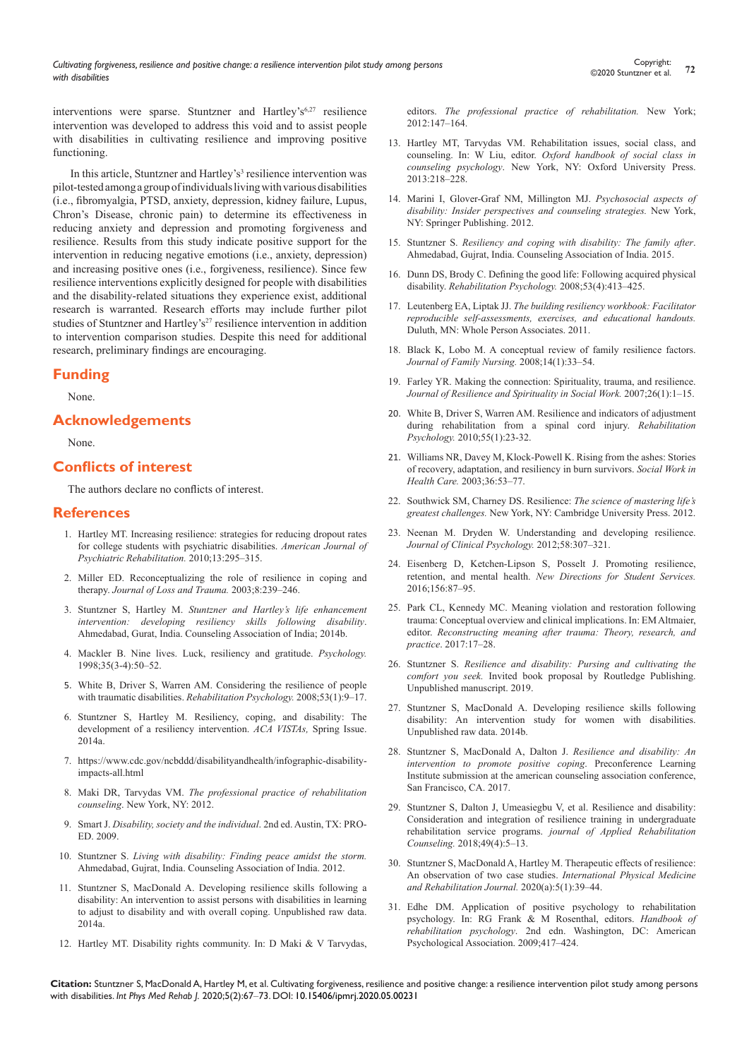interventions were sparse. Stuntzner and Hartley's[6,27] resilience intervention was developed to address this void and to assist people with disabilities in cultivating resilience and improving positive functioning.

In this article, Stuntzner and Hartley's[3] resilience intervention was pilot-tested among a group of individuals living with various disabilities (i.e., fibromyalgia, PTSD, anxiety, depression, kidney failure, Lupus, Chron's Disease, chronic pain) to determine its effectiveness in reducing anxiety and depression and promoting forgiveness and resilience. Results from this study indicate positive support for the intervention in reducing negative emotions (i.e., anxiety, depression) and increasing positive ones (i.e., forgiveness, resilience). Since few resilience interventions explicitly designed for people with disabilities and the disability-related situations they experience exist, additional research is warranted. Research efforts may include further pilot studies of Stuntzner and Hartley's[27] resilience intervention in addition to intervention comparison studies. Despite this need for additional research, preliminary findings are encouraging.

## Funding

None.

## Acknowledgements

None.

## Conflicts of interest

The authors declare no conflicts of interest.

## References

1. Hartley MT. Increasing resilience: strategies for reducing dropout rates for college students with psychiatric disabilities. *American Journal of Psychiatric Rehabilitation.* 2010;13:295–315.
2. Miller ED. Reconceptualizing the role of resilience in coping and therapy. *Journal of Loss and Trauma.* 2003;8:239–246.
3. Stuntzner S, Hartley M. *Stuntzner and Hartley's life enhancement intervention: developing resiliency skills following disability*. Ahmedabad, Gurat, India. Counseling Association of India; 2014b.
4. Mackler B. Nine lives. Luck, resiliency and gratitude. *Psychology.* 1998;35(3-4):50–52.
5. White B, Driver S, Warren AM. Considering the resilience of people with traumatic disabilities. *Rehabilitation Psychology.* 2008;53(1):9–17.
6. Stuntzner S, Hartley M. Resiliency, coping, and disability: The development of a resiliency intervention. *ACA VISTAs,* Spring Issue. 2014a.
7. https://www.cdc.gov/ncbddd/disabilityandhealth/infographic-disability-impacts-all.html
8. Maki DR, Tarvydas VM. *The professional practice of rehabilitation counseling*. New York, NY: 2012.
9. Smart J. *Disability, society and the individual*. 2nd ed. Austin, TX: PRO-ED. 2009.
10. Stuntzner S. *Living with disability: Finding peace amidst the storm.* Ahmedabad, Gujrat, India. Counseling Association of India. 2012.
11. Stuntzner S, MacDonald A. Developing resilience skills following a disability: An intervention to assist persons with disabilities in learning to adjust to disability and with overall coping. Unpublished raw data. 2014a.
12. Hartley MT. Disability rights community. In: D Maki & V Tarvydas, editors. *The professional practice of rehabilitation.* New York; 2012:147–164.
13. Hartley MT, Tarvydas VM. Rehabilitation issues, social class, and counseling. In: W Liu, editor. *Oxford handbook of social class in counseling psychology*. New York, NY: Oxford University Press. 2013:218–228.
14. Marini I, Glover-Graf NM, Millington MJ. *Psychosocial aspects of disability: Insider perspectives and counseling strategies.* New York, NY: Springer Publishing. 2012.
15. Stuntzner S. *Resiliency and coping with disability: The family after*. Ahmedabad, Gujrat, India. Counseling Association of India. 2015.
16. Dunn DS, Brody C. Defining the good life: Following acquired physical disability. *Rehabilitation Psychology.* 2008;53(4):413–425.
17. Leutenberg EA, Liptak JJ. *The building resiliency workbook: Facilitator reproducible self-assessments, exercises, and educational handouts.* Duluth, MN: Whole Person Associates. 2011.
18. Black K, Lobo M. A conceptual review of family resilience factors. *Journal of Family Nursing.* 2008;14(1):33–54.
19. Farley YR. Making the connection: Spirituality, trauma, and resilience. *Journal of Resilience and Spirituality in Social Work.* 2007;26(1):1–15.
20. White B, Driver S, Warren AM. Resilience and indicators of adjustment during rehabilitation from a spinal cord injury. *Rehabilitation Psychology.* 2010;55(1):23-32.
21. Williams NR, Davey M, Klock-Powell K. Rising from the ashes: Stories of recovery, adaptation, and resiliency in burn survivors. *Social Work in Health Care.* 2003;36:53–77.
22. Southwick SM, Charney DS. Resilience: *The science of mastering life's greatest challenges.* New York, NY: Cambridge University Press. 2012.
23. Neenan M. Dryden W. Understanding and developing resilience. *Journal of Clinical Psychology.* 2012;58:307–321.
24. Eisenberg D, Ketchen-Lipson S, Posselt J. Promoting resilience, retention, and mental health. *New Directions for Student Services.* 2016;156:87–95.
25. Park CL, Kennedy MC. Meaning violation and restoration following trauma: Conceptual overview and clinical implications. In: EM Altmaier, editor. *Reconstructing meaning after trauma: Theory, research, and practice*. 2017:17–28.
26. Stuntzner S. *Resilience and disability: Pursing and cultivating the comfort you seek.* Invited book proposal by Routledge Publishing. Unpublished manuscript. 2019.
27. Stuntzner S, MacDonald A. Developing resilience skills following disability: An intervention study for women with disabilities. Unpublished raw data. 2014b.
28. Stuntzner S, MacDonald A, Dalton J. *Resilience and disability: An intervention to promote positive coping*. Preconference Learning Institute submission at the american counseling association conference, San Francisco, CA. 2017.
29. Stuntzner S, Dalton J, Umeasiegbu V, et al. Resilience and disability: Consideration and integration of resilience training in undergraduate rehabilitation service programs. *journal of Applied Rehabilitation Counseling.* 2018;49(4):5–13.
30. Stuntzner S, MacDonald A, Hartley M. Therapeutic effects of resilience: An observation of two case studies. *International Physical Medicine and Rehabilitation Journal.* 2020(a):5(1):39–44.
31. Edhe DM. Application of positive psychology to rehabilitation psychology. In: RG Frank & M Rosenthal, editors. *Handbook of rehabilitation psychology*. 2nd edn. Washington, DC: American Psychological Association. 2009;417–424.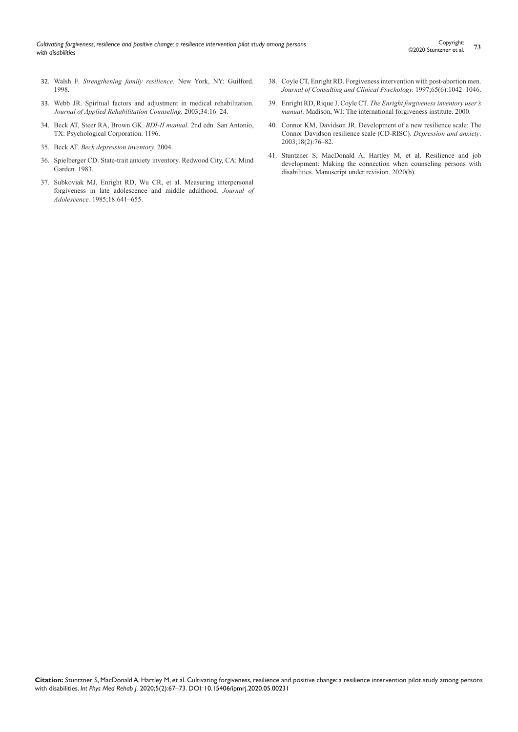32. Walsh F. *Strengthening family resilience.* New York, NY: Guilford. 1998.
33. Webb JR. Spiritual factors and adjustment in medical rehabilitation. *Journal of Applied Rehabilitation Counseling.* 2003;34:16–24.
34. Beck AT, Steer RA, Brown GK. *BDI-II manual*. 2nd edn. San Antonio, TX: Psychological Corporation. 1196.
35. Beck AT. *Beck depression inventory.* 2004.
36. Spielberger CD. State-trait anxiety inventory. Redwood City, CA: Mind Garden. 1983.
37. Subkoviak MJ, Enright RD, Wu CR, et al. Measuring interpersonal forgiveness in late adolescence and middle adulthood*. Journal of Adolescence.* 1985;18:641–655.
38. Coyle CT, Enright RD. Forgiveness intervention with post-abortion men. *Journal of Consulting and Clinical Psychology.* 1997;65(6):1042–1046.
39. Enright RD, Rique J, Coyle CT. *The Enright forgiveness inventory user's manual*. Madison, WI: The international forgiveness institute. 2000.
40. Connor KM, Davidson JR. Development of a new resilience scale: The Connor Davidson resilience scale (CD-RISC). *Depression and anxiety*. 2003;18(2):76–82.
41. Stuntzner S, MacDonald A, Hartley M, et al. Resilience and job development: Making the connection when counseling persons with disabilities. Manuscript under revision. 2020(b).